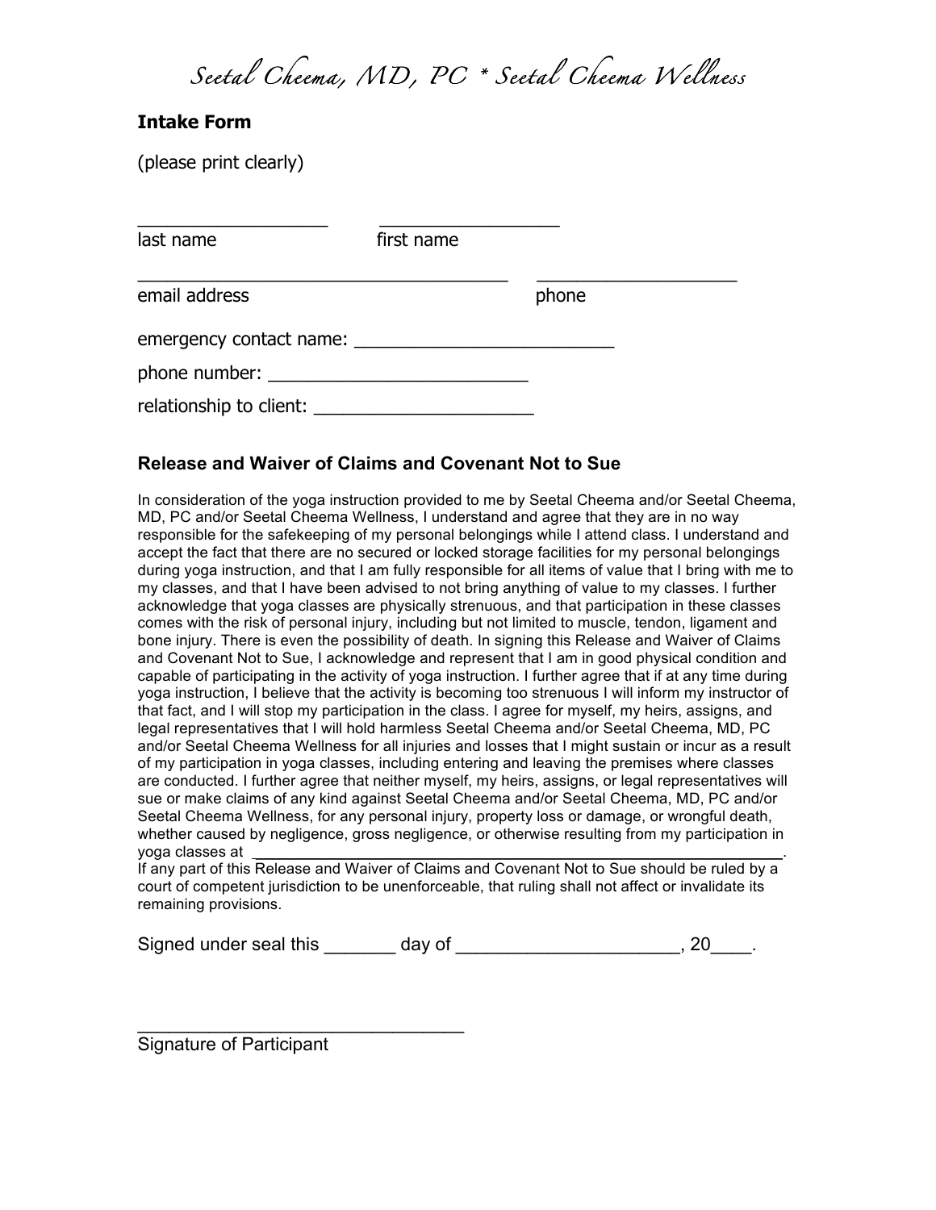*Seetal Cheema, MD, PC * Seetal Cheema Wellness*

**Intake Form**

(please print clearly)

___________________ ___________________
last name first name

_____________________________________ ____________________
email address phone

emergency contact name: __________________________

phone number: __________________________

relationship to client: ______________________

### Release and Waiver of Claims and Covenant Not to Sue

In consideration of the yoga instruction provided to me by Seetal Cheema and/or Seetal Cheema, MD, PC and/or Seetal Cheema Wellness, I understand and agree that they are in no way responsible for the safekeeping of my personal belongings while I attend class. I understand and accept the fact that there are no secured or locked storage facilities for my personal belongings during yoga instruction, and that I am fully responsible for all items of value that I bring with me to my classes, and that I have been advised to not bring anything of value to my classes. I further acknowledge that yoga classes are physically strenuous, and that participation in these classes comes with the risk of personal injury, including but not limited to muscle, tendon, ligament and bone injury. There is even the possibility of death. In signing this Release and Waiver of Claims and Covenant Not to Sue, I acknowledge and represent that I am in good physical condition and capable of participating in the activity of yoga instruction. I further agree that if at any time during yoga instruction, I believe that the activity is becoming too strenuous I will inform my instructor of that fact, and I will stop my participation in the class. I agree for myself, my heirs, assigns, and legal representatives that I will hold harmless Seetal Cheema and/or Seetal Cheema, MD, PC and/or Seetal Cheema Wellness for all injuries and losses that I might sustain or incur as a result of my participation in yoga classes, including entering and leaving the premises where classes are conducted. I further agree that neither myself, my heirs, assigns, or legal representatives will sue or make claims of any kind against Seetal Cheema and/or Seetal Cheema, MD, PC and/or Seetal Cheema Wellness, for any personal injury, property loss or damage, or wrongful death, whether caused by negligence, gross negligence, or otherwise resulting from my participation in yoga classes at ____________________________________________________________.
If any part of this Release and Waiver of Claims and Covenant Not to Sue should be ruled by a court of competent jurisdiction to be unenforceable, that ruling shall not affect or invalidate its remaining provisions.

Signed under seal this _______ day of ______________________, 20____.

_________________________________
Signature of Participant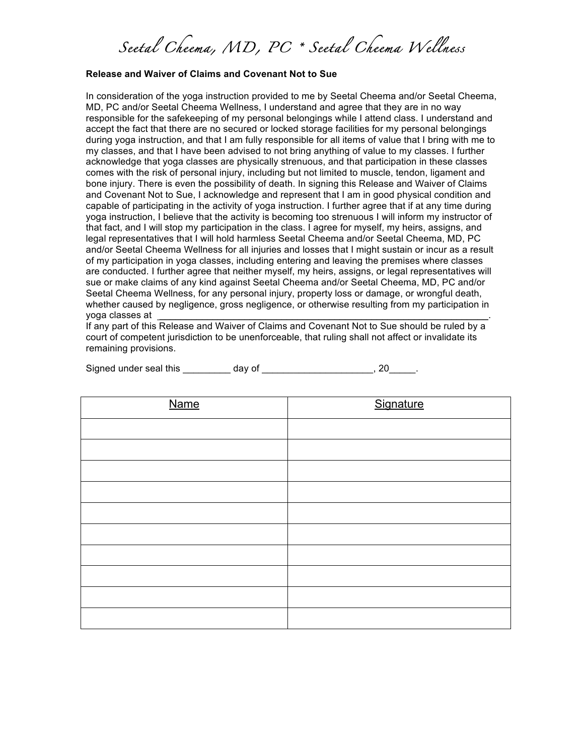*Seetal Cheema, MD, PC * Seetal Cheema Wellness*

**Release and Waiver of Claims and Covenant Not to Sue**

In consideration of the yoga instruction provided to me by Seetal Cheema and/or Seetal Cheema, MD, PC and/or Seetal Cheema Wellness, I understand and agree that they are in no way responsible for the safekeeping of my personal belongings while I attend class. I understand and accept the fact that there are no secured or locked storage facilities for my personal belongings during yoga instruction, and that I am fully responsible for all items of value that I bring with me to my classes, and that I have been advised to not bring anything of value to my classes. I further acknowledge that yoga classes are physically strenuous, and that participation in these classes comes with the risk of personal injury, including but not limited to muscle, tendon, ligament and bone injury. There is even the possibility of death. In signing this Release and Waiver of Claims and Covenant Not to Sue, I acknowledge and represent that I am in good physical condition and capable of participating in the activity of yoga instruction. I further agree that if at any time during yoga instruction, I believe that the activity is becoming too strenuous I will inform my instructor of that fact, and I will stop my participation in the class. I agree for myself, my heirs, assigns, and legal representatives that I will hold harmless Seetal Cheema and/or Seetal Cheema, MD, PC and/or Seetal Cheema Wellness for all injuries and losses that I might sustain or incur as a result of my participation in yoga classes, including entering and leaving the premises where classes are conducted. I further agree that neither myself, my heirs, assigns, or legal representatives will sue or make claims of any kind against Seetal Cheema and/or Seetal Cheema, MD, PC and/or Seetal Cheema Wellness, for any personal injury, property loss or damage, or wrongful death, whether caused by negligence, gross negligence, or otherwise resulting from my participation in yoga classes at ______________________________________________________________.
If any part of this Release and Waiver of Claims and Covenant Not to Sue should be ruled by a court of competent jurisdiction to be unenforceable, that ruling shall not affect or invalidate its remaining provisions.

Signed under seal this _________ day of _____________________, 20_____.

| Name | Signature |
|---|---|
| | |
| | |
| | |
| | |
| | |
| | |
| | |
| | |
| | |
| | |